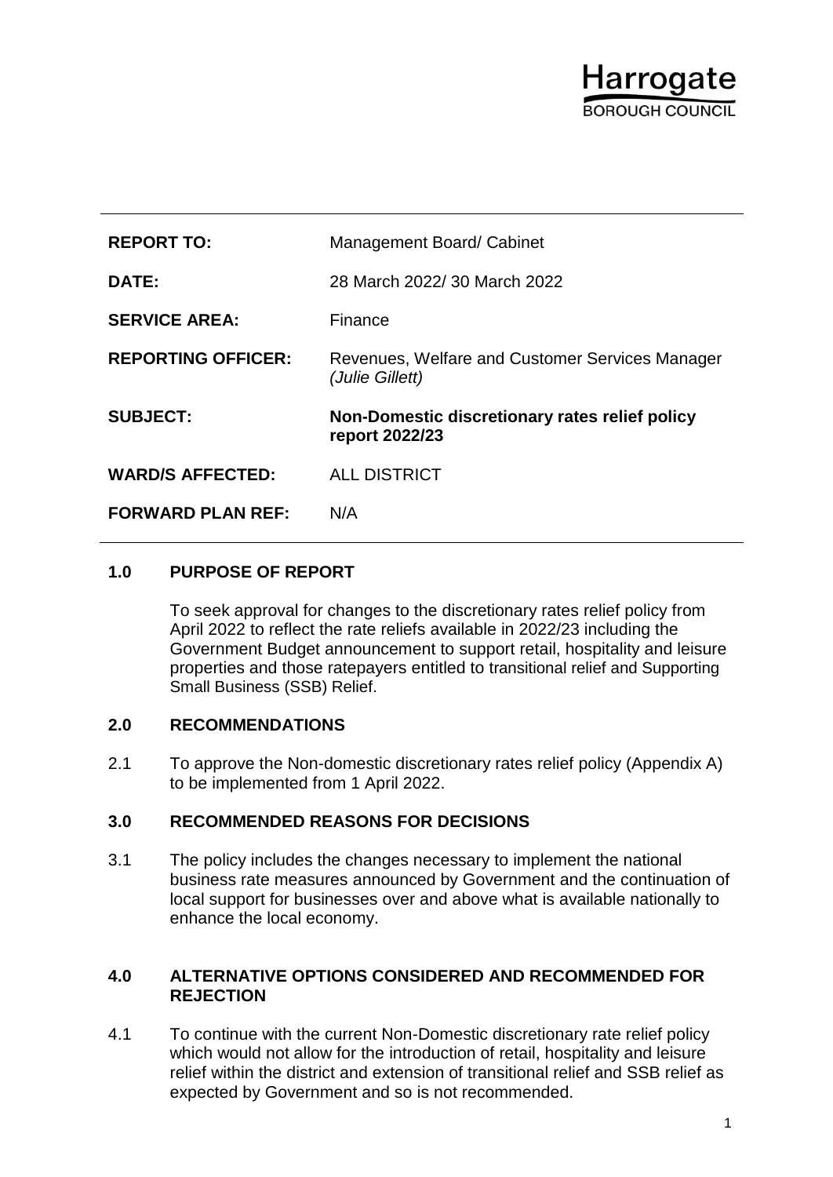Harrogate
BOROUGH COUNCIL

| | |
|---|---|
| **REPORT TO:** | Management Board/ Cabinet |
| **DATE:** | 28 March 2022/ 30 March 2022 |
| **SERVICE AREA:** | Finance |
| **REPORTING OFFICER:** | Revenues, Welfare and Customer Services Manager *(Julie Gillett)* |
| **SUBJECT:** | **Non-Domestic discretionary rates relief policy report 2022/23** |
| **WARD/S AFFECTED:** | ALL DISTRICT |
| **FORWARD PLAN REF:** | N/A |

## 1.0 PURPOSE OF REPORT

To seek approval for changes to the discretionary rates relief policy from April 2022 to reflect the rate reliefs available in 2022/23 including the Government Budget announcement to support retail, hospitality and leisure properties and those ratepayers entitled to transitional relief and Supporting Small Business (SSB) Relief.

## 2.0 RECOMMENDATIONS

2.1 To approve the Non-domestic discretionary rates relief policy (Appendix A) to be implemented from 1 April 2022.

## 3.0 RECOMMENDED REASONS FOR DECISIONS

3.1 The policy includes the changes necessary to implement the national business rate measures announced by Government and the continuation of local support for businesses over and above what is available nationally to enhance the local economy.

## 4.0 ALTERNATIVE OPTIONS CONSIDERED AND RECOMMENDED FOR REJECTION

4.1 To continue with the current Non-Domestic discretionary rate relief policy which would not allow for the introduction of retail, hospitality and leisure relief within the district and extension of transitional relief and SSB relief as expected by Government and so is not recommended.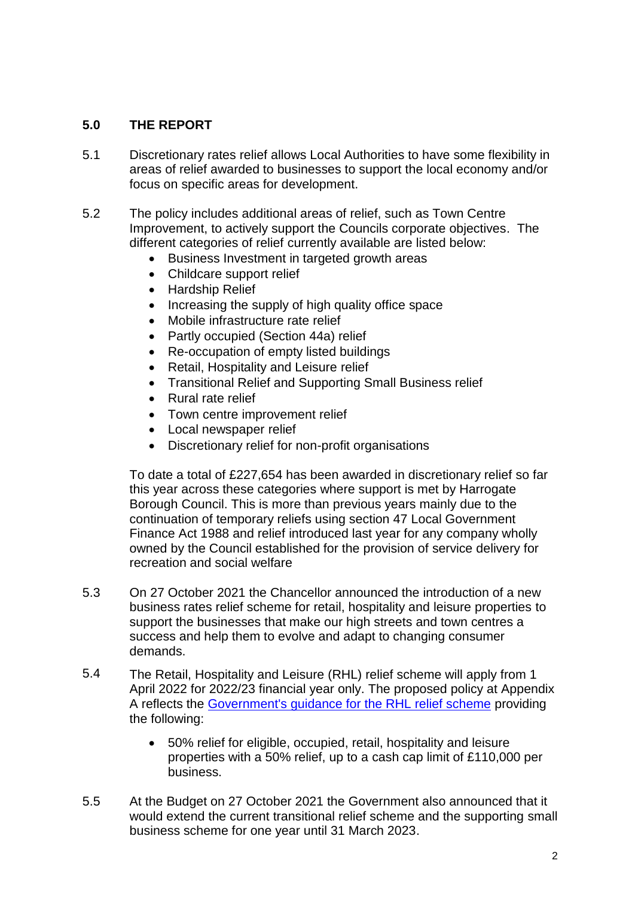## 5.0 THE REPORT

5.1 Discretionary rates relief allows Local Authorities to have some flexibility in areas of relief awarded to businesses to support the local economy and/or focus on specific areas for development.

5.2 The policy includes additional areas of relief, such as Town Centre Improvement, to actively support the Councils corporate objectives. The different categories of relief currently available are listed below:

- Business Investment in targeted growth areas
- Childcare support relief
- Hardship Relief
- Increasing the supply of high quality office space
- Mobile infrastructure rate relief
- Partly occupied (Section 44a) relief
- Re-occupation of empty listed buildings
- Retail, Hospitality and Leisure relief
- Transitional Relief and Supporting Small Business relief
- Rural rate relief
- Town centre improvement relief
- Local newspaper relief
- Discretionary relief for non-profit organisations

To date a total of £227,654 has been awarded in discretionary relief so far this year across these categories where support is met by Harrogate Borough Council. This is more than previous years mainly due to the continuation of temporary reliefs using section 47 Local Government Finance Act 1988 and relief introduced last year for any company wholly owned by the Council established for the provision of service delivery for recreation and social welfare

5.3 On 27 October 2021 the Chancellor announced the introduction of a new business rates relief scheme for retail, hospitality and leisure properties to support the businesses that make our high streets and town centres a success and help them to evolve and adapt to changing consumer demands.

5.4 The Retail, Hospitality and Leisure (RHL) relief scheme will apply from 1 April 2022 for 2022/23 financial year only. The proposed policy at Appendix A reflects the Government's guidance for the RHL relief scheme providing the following:

- 50% relief for eligible, occupied, retail, hospitality and leisure properties with a 50% relief, up to a cash cap limit of £110,000 per business.

5.5 At the Budget on 27 October 2021 the Government also announced that it would extend the current transitional relief scheme and the supporting small business scheme for one year until 31 March 2023.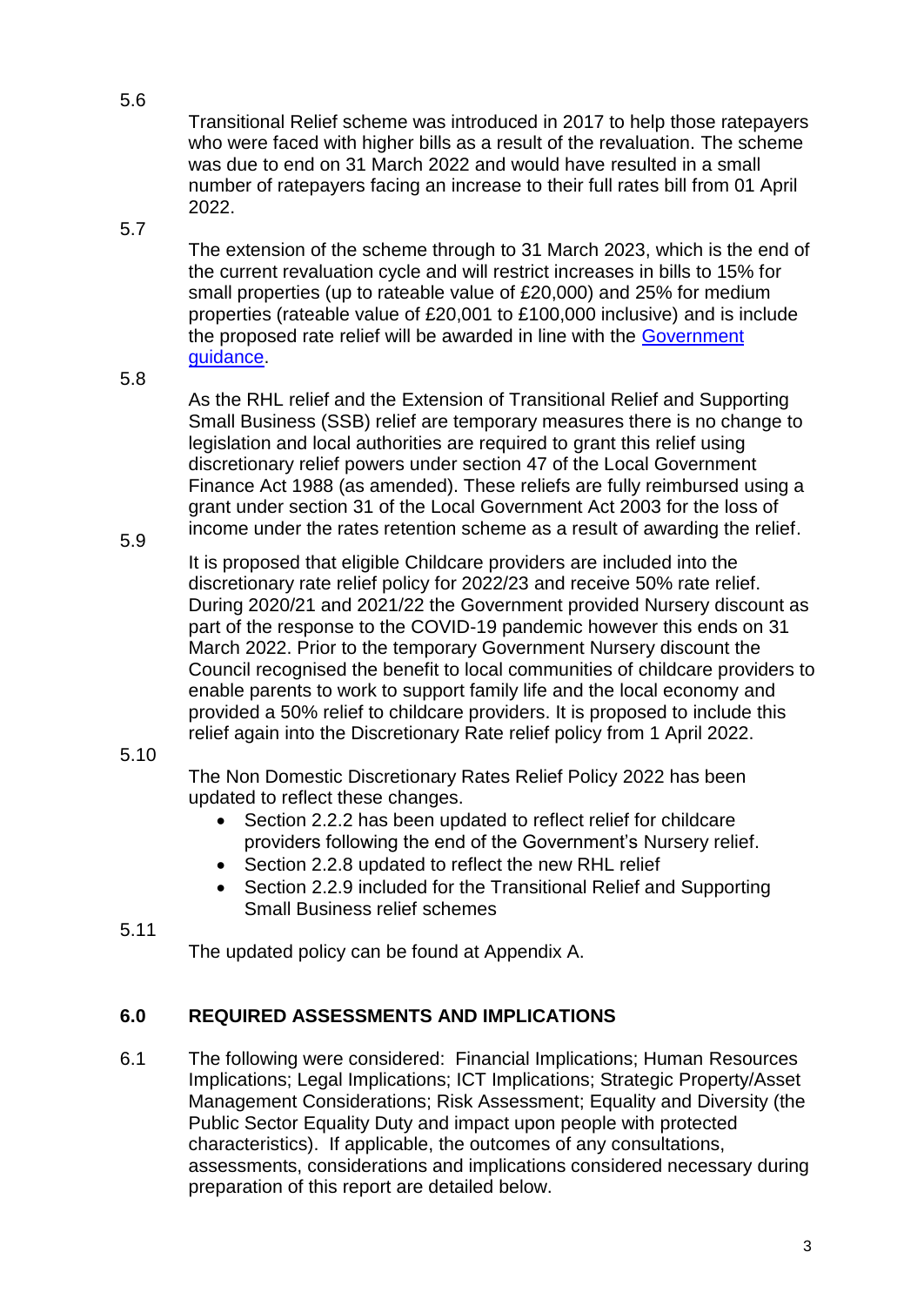5.6 Transitional Relief scheme was introduced in 2017 to help those ratepayers who were faced with higher bills as a result of the revaluation. The scheme was due to end on 31 March 2022 and would have resulted in a small number of ratepayers facing an increase to their full rates bill from 01 April 2022.

5.7 The extension of the scheme through to 31 March 2023, which is the end of the current revaluation cycle and will restrict increases in bills to 15% for small properties (up to rateable value of £20,000) and 25% for medium properties (rateable value of £20,001 to £100,000 inclusive) and is include the proposed rate relief will be awarded in line with the [Government guidance](#).

5.8 As the RHL relief and the Extension of Transitional Relief and Supporting Small Business (SSB) relief are temporary measures there is no change to legislation and local authorities are required to grant this relief using discretionary relief powers under section 47 of the Local Government Finance Act 1988 (as amended). These reliefs are fully reimbursed using a grant under section 31 of the Local Government Act 2003 for the loss of income under the rates retention scheme as a result of awarding the relief.

5.9 It is proposed that eligible Childcare providers are included into the discretionary rate relief policy for 2022/23 and receive 50% rate relief. During 2020/21 and 2021/22 the Government provided Nursery discount as part of the response to the COVID-19 pandemic however this ends on 31 March 2022. Prior to the temporary Government Nursery discount the Council recognised the benefit to local communities of childcare providers to enable parents to work to support family life and the local economy and provided a 50% relief to childcare providers. It is proposed to include this relief again into the Discretionary Rate relief policy from 1 April 2022.

5.10 The Non Domestic Discretionary Rates Relief Policy 2022 has been updated to reflect these changes.

- Section 2.2.2 has been updated to reflect relief for childcare providers following the end of the Government's Nursery relief.
- Section 2.2.8 updated to reflect the new RHL relief
- Section 2.2.9 included for the Transitional Relief and Supporting Small Business relief schemes

5.11 The updated policy can be found at Appendix A.

## 6.0 REQUIRED ASSESSMENTS AND IMPLICATIONS

6.1 The following were considered: Financial Implications; Human Resources Implications; Legal Implications; ICT Implications; Strategic Property/Asset Management Considerations; Risk Assessment; Equality and Diversity (the Public Sector Equality Duty and impact upon people with protected characteristics). If applicable, the outcomes of any consultations, assessments, considerations and implications considered necessary during preparation of this report are detailed below.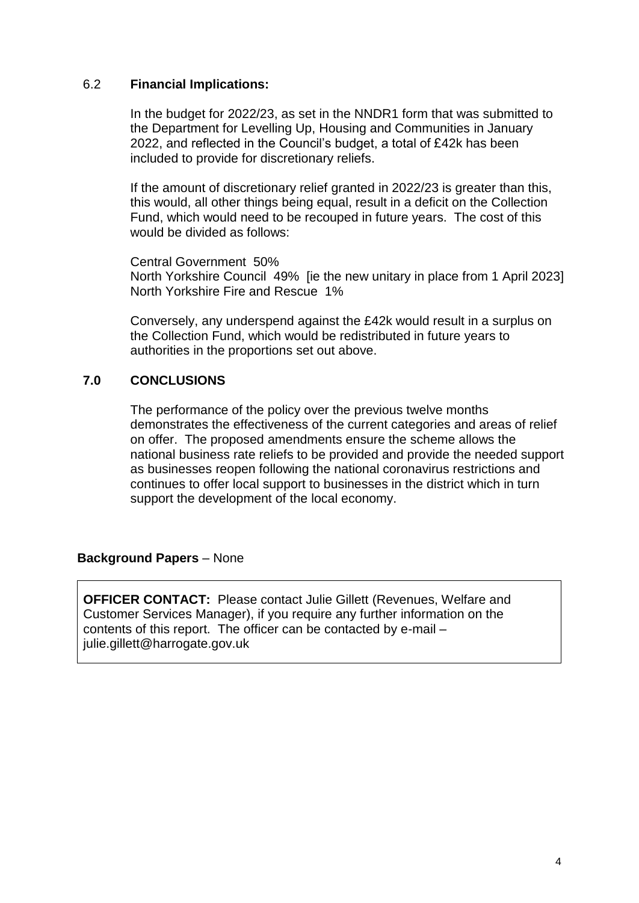6.2 **Financial Implications:**

In the budget for 2022/23, as set in the NNDR1 form that was submitted to the Department for Levelling Up, Housing and Communities in January 2022, and reflected in the Council's budget, a total of £42k has been included to provide for discretionary reliefs.

If the amount of discretionary relief granted in 2022/23 is greater than this, this would, all other things being equal, result in a deficit on the Collection Fund, which would need to be recouped in future years. The cost of this would be divided as follows:

Central Government 50%
North Yorkshire Council 49% [ie the new unitary in place from 1 April 2023]
North Yorkshire Fire and Rescue 1%

Conversely, any underspend against the £42k would result in a surplus on the Collection Fund, which would be redistributed in future years to authorities in the proportions set out above.

## 7.0 CONCLUSIONS

The performance of the policy over the previous twelve months demonstrates the effectiveness of the current categories and areas of relief on offer. The proposed amendments ensure the scheme allows the national business rate reliefs to be provided and provide the needed support as businesses reopen following the national coronavirus restrictions and continues to offer local support to businesses in the district which in turn support the development of the local economy.

**Background Papers** – None

**OFFICER CONTACT:** Please contact Julie Gillett (Revenues, Welfare and Customer Services Manager), if you require any further information on the contents of this report. The officer can be contacted by e-mail – julie.gillett@harrogate.gov.uk